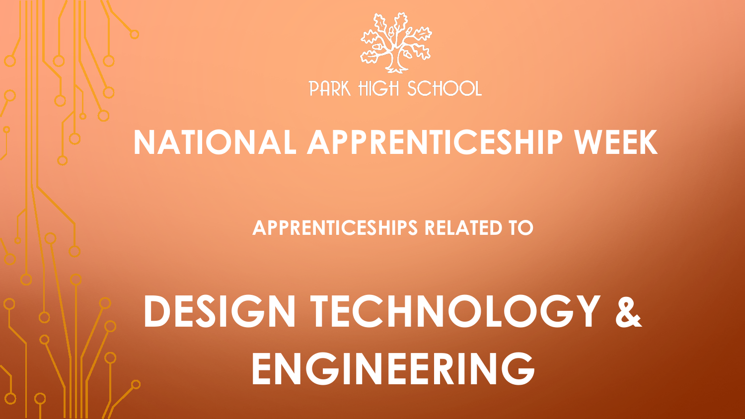PARK HIGH SCHOOL

# NATIONAL APPRENTICESHIP WEEK

## APPRENTICESHIPS RELATED TO

# DESIGN TECHNOLOGY & ENGINEERING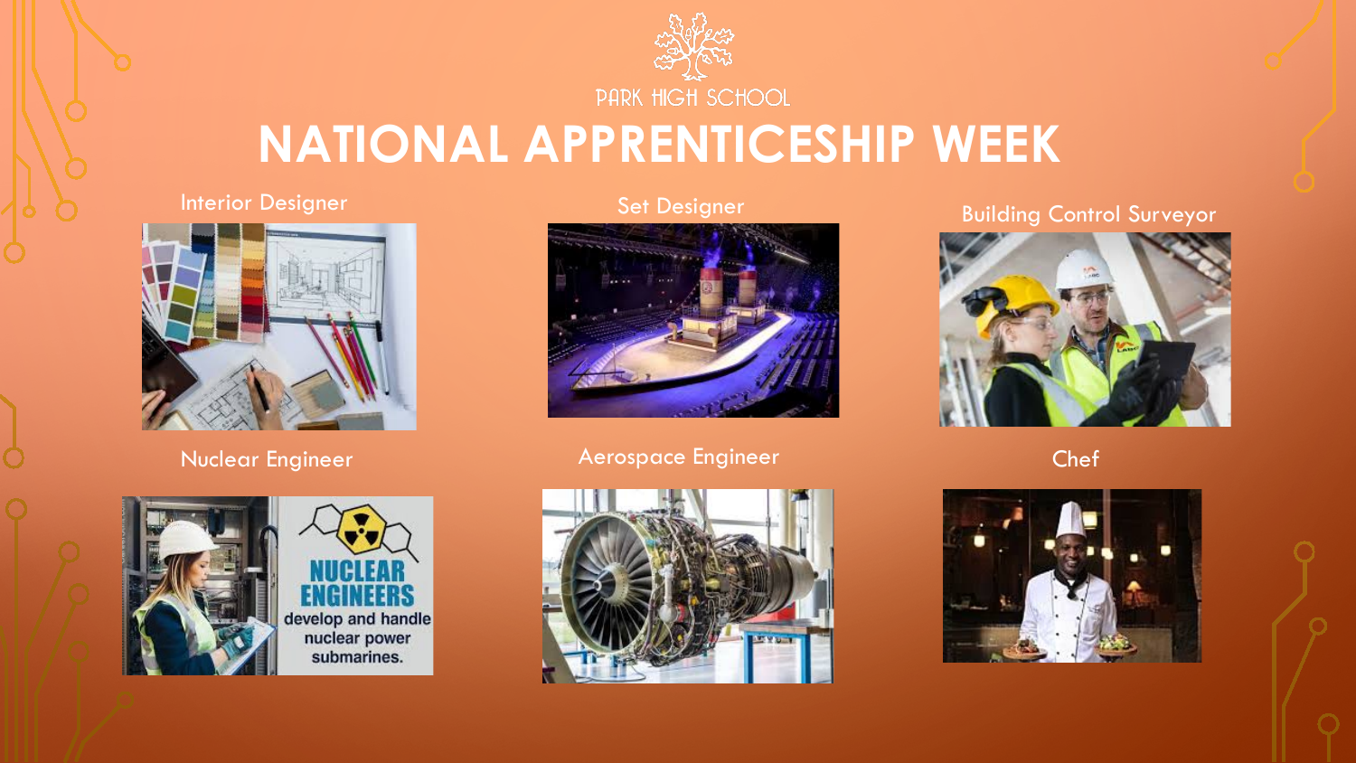PARK HIGH SCHOOL

# NATIONAL APPRENTICESHIP WEEK

Interior Designer

Set Designer

Building Control Surveyor

Nuclear Engineer

NUCLEAR ENGINEERS develop and handle nuclear power submarines.

Aerospace Engineer

Chef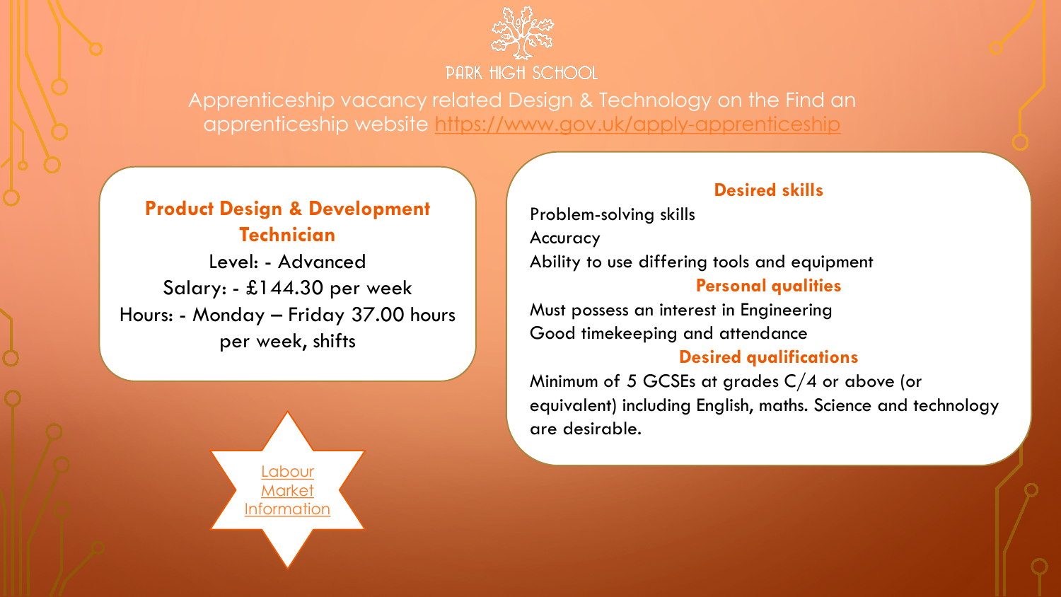PARK HIGH SCHOOL

Apprenticeship vacancy related Design & Technology on the Find an apprenticeship website https://www.gov.uk/apply-apprenticeship

**Product Design & Development Technician**

Level: - Advanced

Salary: - £144.30 per week

Hours: - Monday – Friday 37.00 hours per week, shifts

**Desired skills**

Problem-solving skills

Accuracy

Ability to use differing tools and equipment

**Personal qualities**

Must possess an interest in Engineering

Good timekeeping and attendance

**Desired qualifications**

Minimum of 5 GCSEs at grades C/4 or above (or equivalent) including English, maths. Science and technology are desirable.

Labour Market Information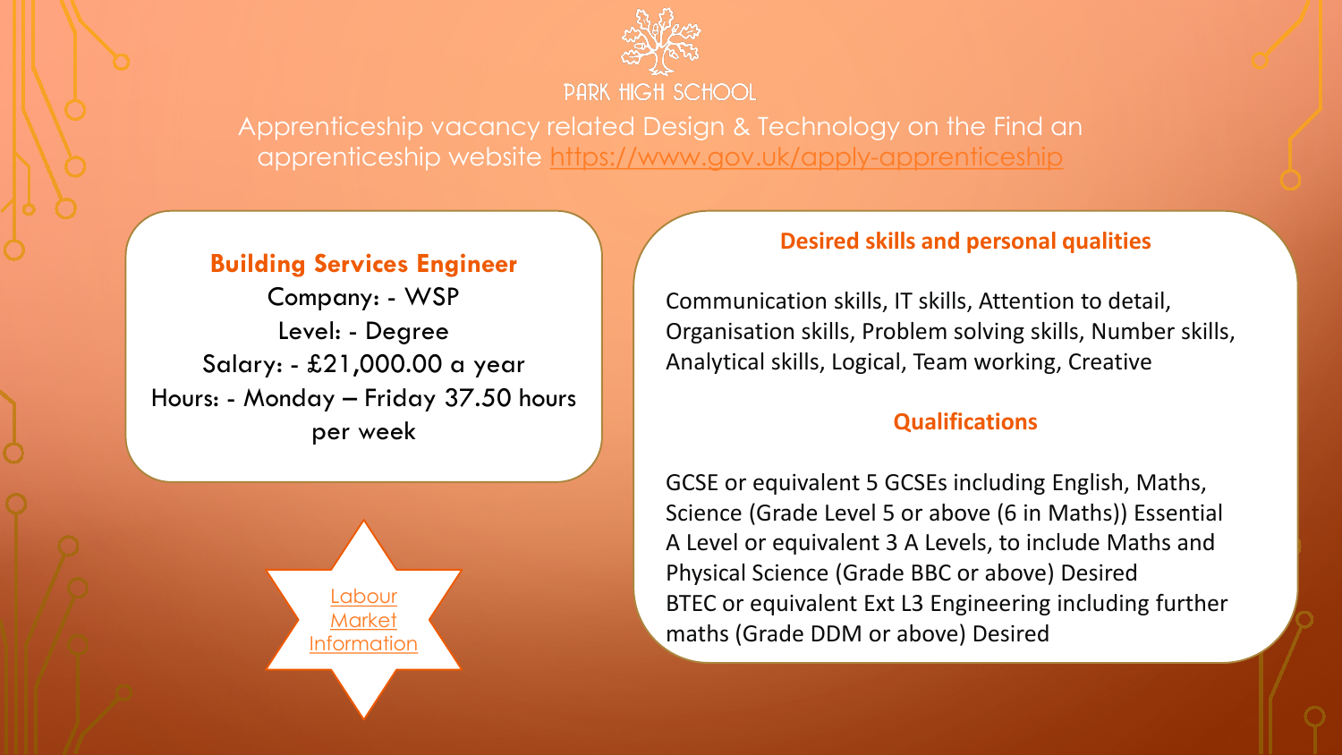PARK HIGH SCHOOL

Apprenticeship vacancy related Design & Technology on the Find an apprenticeship website https://www.gov.uk/apply-apprenticeship

## Building Services Engineer

Company: - WSP
Level: - Degree
Salary: - £21,000.00 a year
Hours: - Monday – Friday 37.50 hours per week

Labour Market Information

## Desired skills and personal qualities

Communication skills, IT skills, Attention to detail, Organisation skills, Problem solving skills, Number skills, Analytical skills, Logical, Team working, Creative

## Qualifications

GCSE or equivalent 5 GCSEs including English, Maths, Science (Grade Level 5 or above (6 in Maths)) Essential
A Level or equivalent 3 A Levels, to include Maths and Physical Science (Grade BBC or above) Desired
BTEC or equivalent Ext L3 Engineering including further maths (Grade DDM or above) Desired